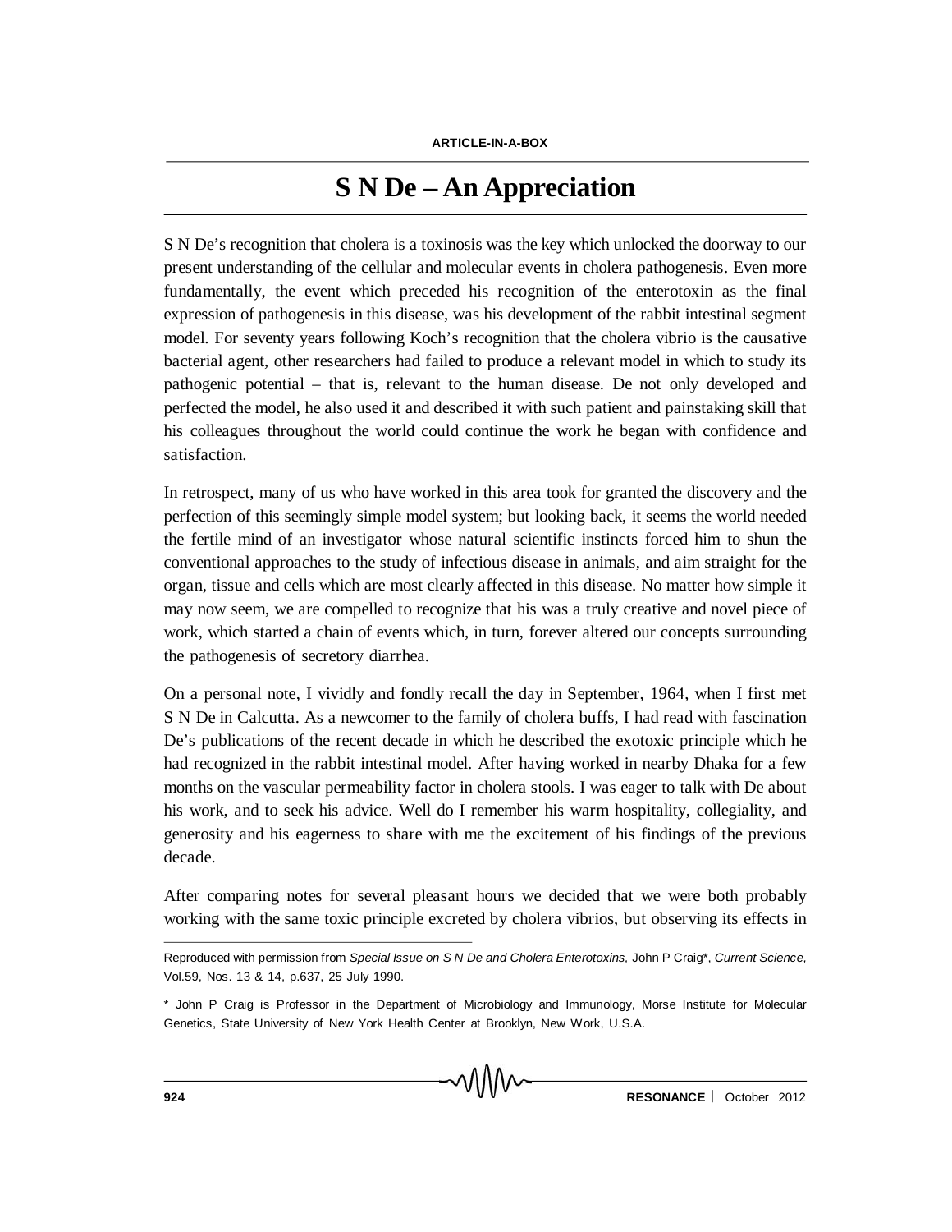ARTICLE-IN-A-BOX

# S N De – An Appreciation

S N De's recognition that cholera is a toxinosis was the key which unlocked the doorway to our present understanding of the cellular and molecular events in cholera pathogenesis. Even more fundamentally, the event which preceded his recognition of the enterotoxin as the final expression of pathogenesis in this disease, was his development of the rabbit intestinal segment model. For seventy years following Koch's recognition that the cholera vibrio is the causative bacterial agent, other researchers had failed to produce a relevant model in which to study its pathogenic potential – that is, relevant to the human disease. De not only developed and perfected the model, he also used it and described it with such patient and painstaking skill that his colleagues throughout the world could continue the work he began with confidence and satisfaction.

In retrospect, many of us who have worked in this area took for granted the discovery and the perfection of this seemingly simple model system; but looking back, it seems the world needed the fertile mind of an investigator whose natural scientific instincts forced him to shun the conventional approaches to the study of infectious disease in animals, and aim straight for the organ, tissue and cells which are most clearly affected in this disease. No matter how simple it may now seem, we are compelled to recognize that his was a truly creative and novel piece of work, which started a chain of events which, in turn, forever altered our concepts surrounding the pathogenesis of secretory diarrhea.

On a personal note, I vividly and fondly recall the day in September, 1964, when I first met S N De in Calcutta. As a newcomer to the family of cholera buffs, I had read with fascination De's publications of the recent decade in which he described the exotoxic principle which he had recognized in the rabbit intestinal model. After having worked in nearby Dhaka for a few months on the vascular permeability factor in cholera stools. I was eager to talk with De about his work, and to seek his advice. Well do I remember his warm hospitality, collegiality, and generosity and his eagerness to share with me the excitement of his findings of the previous decade.

After comparing notes for several pleasant hours we decided that we were both probably working with the same toxic principle excreted by cholera vibrios, but observing its effects in

---

Reproduced with permission from *Special Issue on S N De and Cholera Enterotoxins,* John P Craig*, *Current Science,* Vol.59, Nos. 13 & 14, p.637, 25 July 1990.

* John P Craig is Professor in the Department of Microbiology and Immunology, Morse Institute for Molecular Genetics, State University of New York Health Center at Brooklyn, New Work, U.S.A.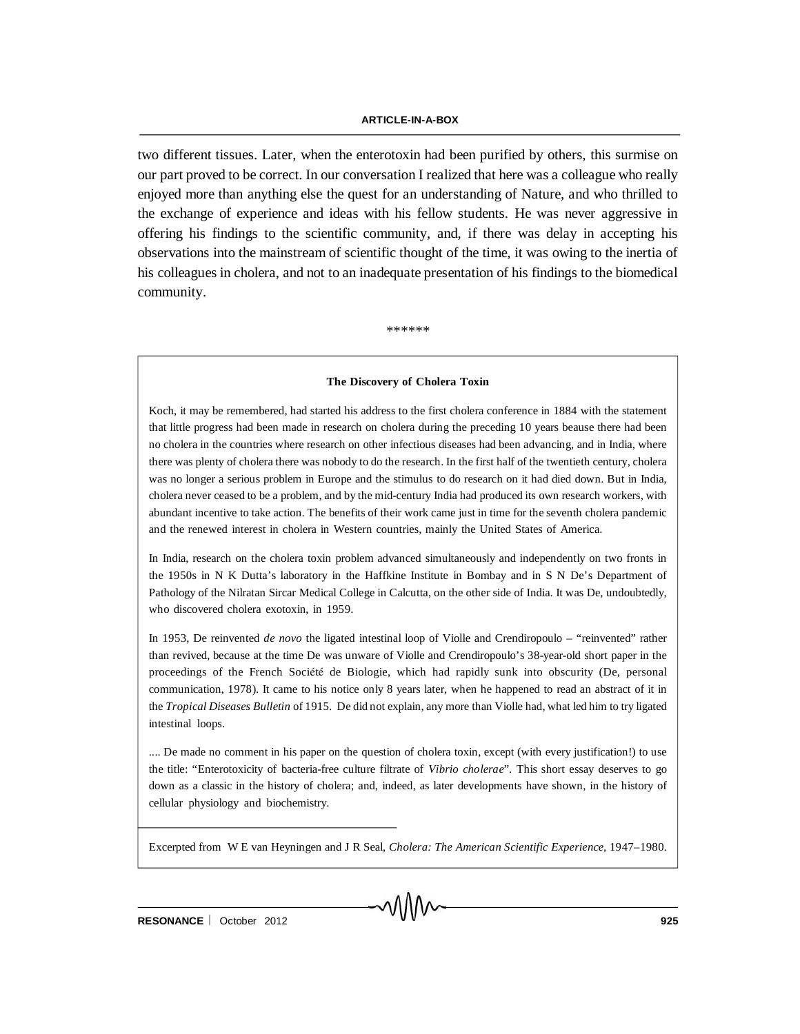two different tissues. Later, when the enterotoxin had been purified by others, this surmise on our part proved to be correct. In our conversation I realized that here was a colleague who really enjoyed more than anything else the quest for an understanding of Nature, and who thrilled to the exchange of experience and ideas with his fellow students. He was never aggressive in offering his findings to the scientific community, and, if there was delay in accepting his observations into the mainstream of scientific thought of the time, it was owing to the inertia of his colleagues in cholera, and not to an inadequate presentation of his findings to the biomedical community.

******

**The Discovery of Cholera Toxin**

Koch, it may be remembered, had started his address to the first cholera conference in 1884 with the statement that little progress had been made in research on cholera during the preceding 10 years beause there had been no cholera in the countries where research on other infectious diseases had been advancing, and in India, where there was plenty of cholera there was nobody to do the research. In the first half of the twentieth century, cholera was no longer a serious problem in Europe and the stimulus to do research on it had died down. But in India, cholera never ceased to be a problem, and by the mid-century India had produced its own research workers, with abundant incentive to take action. The benefits of their work came just in time for the seventh cholera pandemic and the renewed interest in cholera in Western countries, mainly the United States of America.

In India, research on the cholera toxin problem advanced simultaneously and independently on two fronts in the 1950s in N K Dutta's laboratory in the Haffkine Institute in Bombay and in S N De's Department of Pathology of the Nilratan Sircar Medical College in Calcutta, on the other side of India. It was De, undoubtedly, who discovered cholera exotoxin, in 1959.

In 1953, De reinvented *de novo* the ligated intestinal loop of Violle and Crendiropoulo – "reinvented" rather than revived, because at the time De was unware of Violle and Crendiropoulo's 38-year-old short paper in the proceedings of the French Société de Biologie, which had rapidly sunk into obscurity (De, personal communication, 1978). It came to his notice only 8 years later, when he happened to read an abstract of it in the *Tropical Diseases Bulletin* of 1915. De did not explain, any more than Violle had, what led him to try ligated intestinal loops.

.... De made no comment in his paper on the question of cholera toxin, except (with every justification!) to use the title: "Enterotoxicity of bacteria-free culture filtrate of *Vibrio cholerae*". This short essay deserves to go down as a classic in the history of cholera; and, indeed, as later developments have shown, in the history of cellular physiology and biochemistry.

Excerpted from W E van Heyningen and J R Seal, *Cholera: The American Scientific Experience,* 1947–1980.